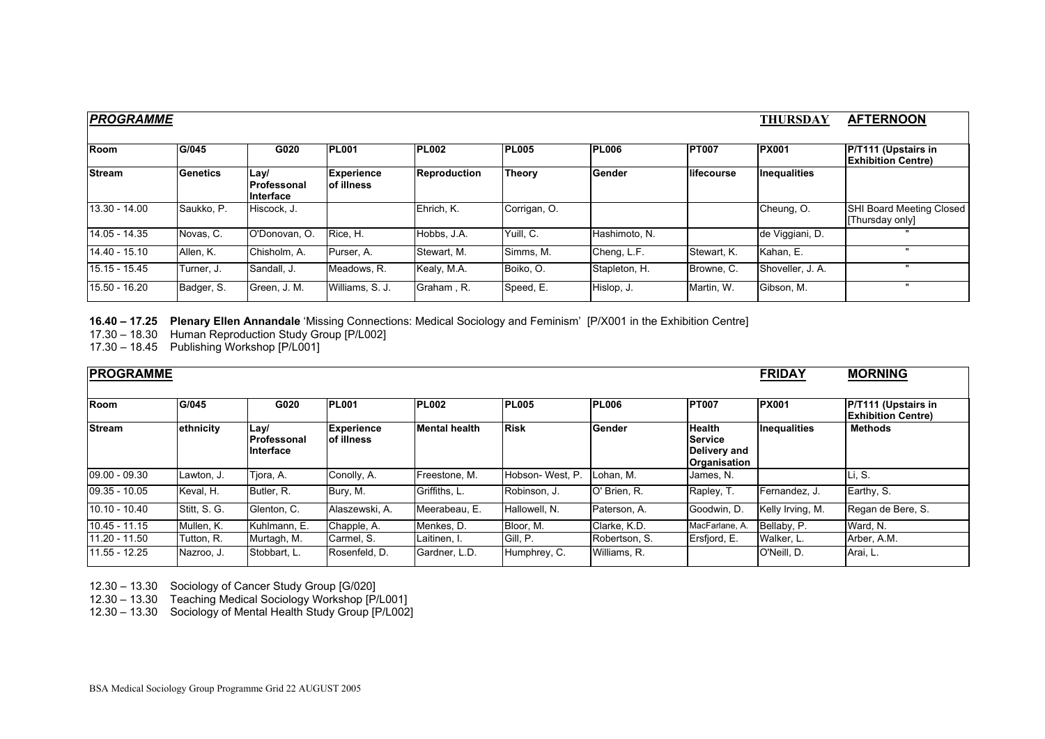## *PROGRAMME* — THURSDAY AFTERNOON

| Room | G/045 | G020 | PL001 | PL002 | PL005 | PL006 | PT007 | PX001 | P/T111 (Upstairs in Exhibition Centre) |
|---|---|---|---|---|---|---|---|---|---|
| **Stream** | **Genetics** | **Lay/ Professonal Interface** | **Experience of illness** | **Reproduction** | **Theory** | **Gender** | **lifecourse** | **Inequalities** | |
| 13.30 - 14.00 | Saukko, P. | Hiscock, J. | | Ehrich, K. | Corrigan, O. | | | Cheung, O. | SHI Board Meeting Closed [Thursday only] |
| 14.05 - 14.35 | Novas, C. | O'Donovan, O. | Rice, H. | Hobbs, J.A. | Yuill, C. | Hashimoto, N. | | de Viggiani, D. | " |
| 14.40 - 15.10 | Allen, K. | Chisholm, A. | Purser, A. | Stewart, M. | Simms, M. | Cheng, L.F. | Stewart, K. | Kahan, E. | " |
| 15.15 - 15.45 | Turner, J. | Sandall, J. | Meadows, R. | Kealy, M.A. | Boiko, O. | Stapleton, H. | Browne, C. | Shoveller, J. A. | " |
| 15.50 - 16.20 | Badger, S. | Green, J. M. | Williams, S. J. | Graham , R. | Speed, E. | Hislop, J. | Martin, W. | Gibson, M. | " |

**16.40 – 17.25 Plenary Ellen Annandale** 'Missing Connections: Medical Sociology and Feminism' [P/X001 in the Exhibition Centre]

17.30 – 18.30 Human Reproduction Study Group [P/L002]

17.30 – 18.45 Publishing Workshop [P/L001]

## PROGRAMME — FRIDAY MORNING

| Room | G/045 | G020 | PL001 | PL002 | PL005 | PL006 | PT007 | PX001 | P/T111 (Upstairs in Exhibition Centre) |
|---|---|---|---|---|---|---|---|---|---|
| **Stream** | **ethnicity** | **Lay/ Professonal Interface** | **Experience of illness** | **Mental health** | **Risk** | **Gender** | **Health Service Delivery and Organisation** | **Inequalities** | **Methods** |
| 09.00 - 09.30 | Lawton, J. | Tjora, A. | Conolly, A. | Freestone, M. | Hobson- West, P. | Lohan, M. | James, N. | | Li, S. |
| 09.35 - 10.05 | Keval, H. | Butler, R. | Bury, M. | Griffiths, L. | Robinson, J. | O' Brien, R. | Rapley, T. | Fernandez, J. | Earthy, S. |
| 10.10 - 10.40 | Stitt, S. G. | Glenton, C. | Alaszewski, A. | Meerabeau, E. | Hallowell, N. | Paterson, A. | Goodwin, D. | Kelly Irving, M. | Regan de Bere, S. |
| 10.45 - 11.15 | Mullen, K. | Kuhlmann, E. | Chapple, A. | Menkes, D. | Bloor, M. | Clarke, K.D. | MacFarlane, A. | Bellaby, P. | Ward, N. |
| 11.20 - 11.50 | Tutton, R. | Murtagh, M. | Carmel, S. | Laitinen, I. | Gill, P. | Robertson, S. | Ersfjord, E. | Walker, L. | Arber, A.M. |
| 11.55 - 12.25 | Nazroo, J. | Stobbart, L. | Rosenfeld, D. | Gardner, L.D. | Humphrey, C. | Williams, R. | | O'Neill, D. | Arai, L. |

12.30 – 13.30 Sociology of Cancer Study Group [G/020]

12.30 – 13.30 Teaching Medical Sociology Workshop [P/L001]

12.30 – 13.30 Sociology of Mental Health Study Group [P/L002]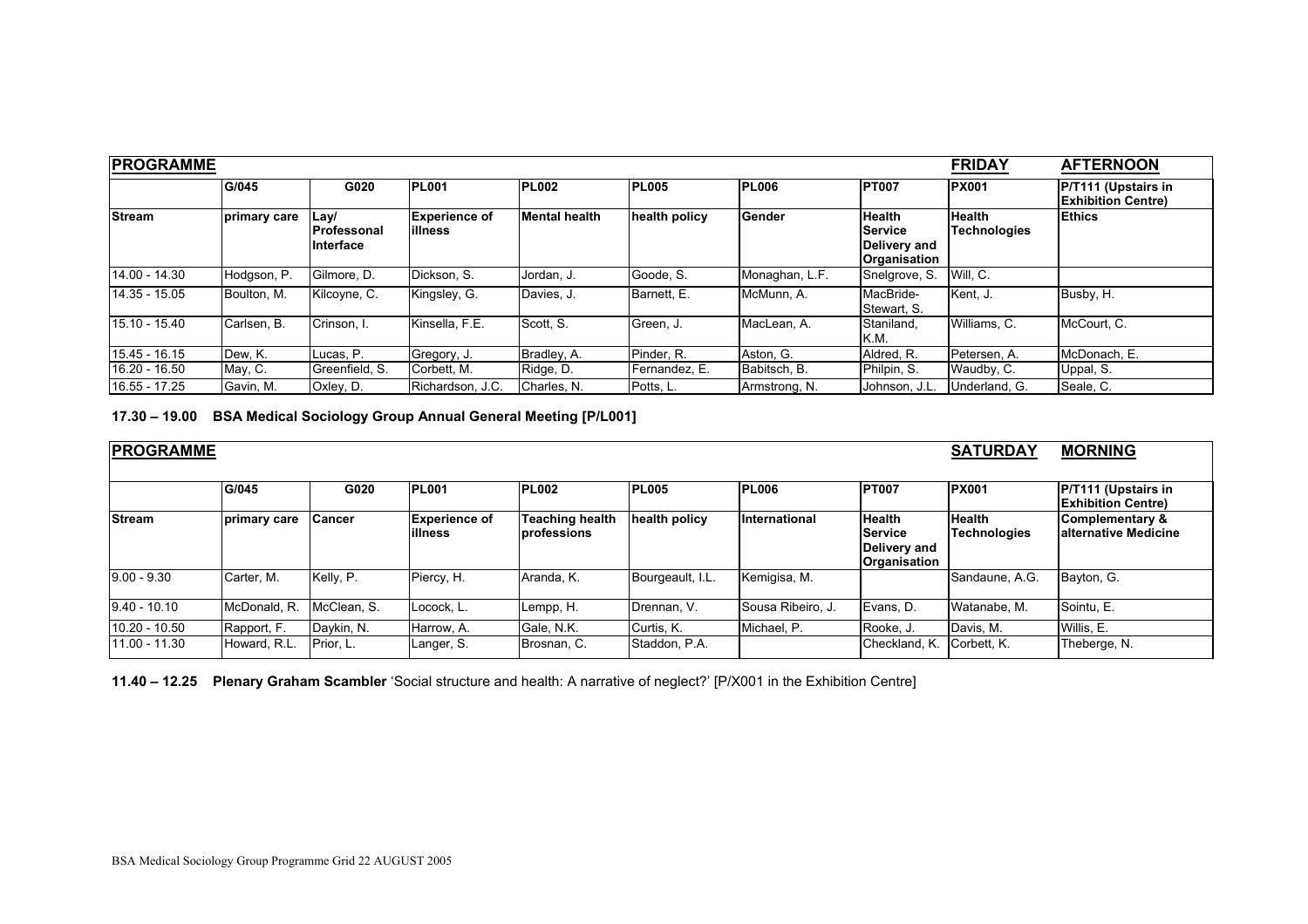| PROGRAMME | | | | | | | | FRIDAY | AFTERNOON |
|---|---|---|---|---|---|---|---|---|---|
| | G/045 | G020 | PL001 | PL002 | PL005 | PL006 | PT007 | PX001 | P/T111 (Upstairs in Exhibition Centre) |
| Stream | primary care | Lay/ Professonal Interface | Experience of illness | Mental health | health policy | Gender | Health Service Delivery and Organisation | Health Technologies | Ethics |
| 14.00 - 14.30 | Hodgson, P. | Gilmore, D. | Dickson, S. | Jordan, J. | Goode, S. | Monaghan, L.F. | Snelgrove, S. | Will, C. | |
| 14.35 - 15.05 | Boulton, M. | Kilcoyne, C. | Kingsley, G. | Davies, J. | Barnett, E. | McMunn, A. | MacBride-Stewart, S. | Kent, J. | Busby, H. |
| 15.10 - 15.40 | Carlsen, B. | Crinson, I. | Kinsella, F.E. | Scott, S. | Green, J. | MacLean, A. | Staniland, K.M. | Williams, C. | McCourt, C. |
| 15.45 - 16.15 | Dew, K. | Lucas, P. | Gregory, J. | Bradley, A. | Pinder, R. | Aston, G. | Aldred, R. | Petersen, A. | McDonach, E. |
| 16.20 - 16.50 | May, C. | Greenfield, S. | Corbett, M. | Ridge, D. | Fernandez, E. | Babitsch, B. | Philpin, S. | Waudby, C. | Uppal, S. |
| 16.55 - 17.25 | Gavin, M. | Oxley, D. | Richardson, J.C. | Charles, N. | Potts, L. | Armstrong, N. | Johnson, J.L. | Underland, G. | Seale, C. |

**17.30 – 19.00 BSA Medical Sociology Group Annual General Meeting [P/L001]**

| PROGRAMME | | | | | | | | SATURDAY | MORNING |
|---|---|---|---|---|---|---|---|---|---|
| | G/045 | G020 | PL001 | PL002 | PL005 | PL006 | PT007 | PX001 | P/T111 (Upstairs in Exhibition Centre) |
| Stream | primary care | Cancer | Experience of illness | Teaching health professions | health policy | International | Health Service Delivery and Organisation | Health Technologies | Complementary & alternative Medicine |
| 9.00 - 9.30 | Carter, M. | Kelly, P. | Piercy, H. | Aranda, K. | Bourgeault, I.L. | Kemigisa, M. | | Sandaune, A.G. | Bayton, G. |
| 9.40 - 10.10 | McDonald, R. | McClean, S. | Locock, L. | Lempp, H. | Drennan, V. | Sousa Ribeiro, J. | Evans, D. | Watanabe, M. | Sointu, E. |
| 10.20 - 10.50 | Rapport, F. | Daykin, N. | Harrow, A. | Gale, N.K. | Curtis, K. | Michael, P. | Rooke, J. | Davis, M. | Willis, E. |
| 11.00 - 11.30 | Howard, R.L. | Prior, L. | Langer, S. | Brosnan, C. | Staddon, P.A. | | Checkland, K. | Corbett, K. | Theberge, N. |

**11.40 – 12.25 Plenary Graham Scambler** 'Social structure and health: A narrative of neglect?' [P/X001 in the Exhibition Centre]

BSA Medical Sociology Group Programme Grid 22 AUGUST 2005